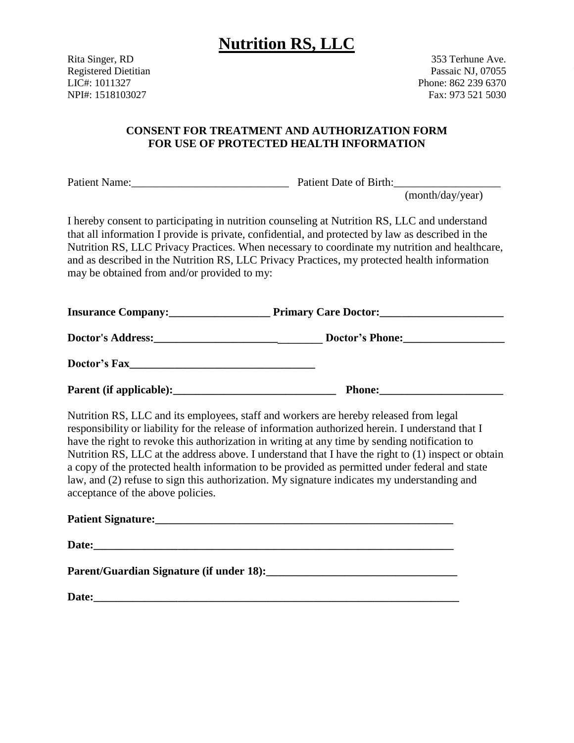# Nutrition RS, LLC

Rita Singer, RD
Registered Dietitian
LIC#: 1011327
NPI#: 1518103027

353 Terhune Ave.
Passaic NJ, 07055
Phone: 862 239 6370
Fax: 973 521 5030

## CONSENT FOR TREATMENT AND AUTHORIZATION FORM FOR USE OF PROTECTED HEALTH INFORMATION

Patient Name:____________________________ Patient Date of Birth:___________________
(month/day/year)

I hereby consent to participating in nutrition counseling at Nutrition RS, LLC and understand that all information I provide is private, confidential, and protected by law as described in the Nutrition RS, LLC Privacy Practices. When necessary to coordinate my nutrition and healthcare, and as described in the Nutrition RS, LLC Privacy Practices, my protected health information may be obtained from and/or provided to my:

**Insurance Company:__________________ Primary Care Doctor:______________________**

**Doctor's Address:______________________________ Doctor's Phone:__________________**

**Doctor's Fax_________________________________**

**Parent (if applicable):_____________________________ Phone:______________________**

Nutrition RS, LLC and its employees, staff and workers are hereby released from legal responsibility or liability for the release of information authorized herein. I understand that I have the right to revoke this authorization in writing at any time by sending notification to Nutrition RS, LLC at the address above. I understand that I have the right to (1) inspect or obtain a copy of the protected health information to be provided as permitted under federal and state law, and (2) refuse to sign this authorization. My signature indicates my understanding and acceptance of the above policies.

**Patient Signature:_______________________________________________________**

**Date:_____________________________________________________________________**

**Parent/Guardian Signature (if under 18):__________________________________**

**Date:_____________________________________________________________________**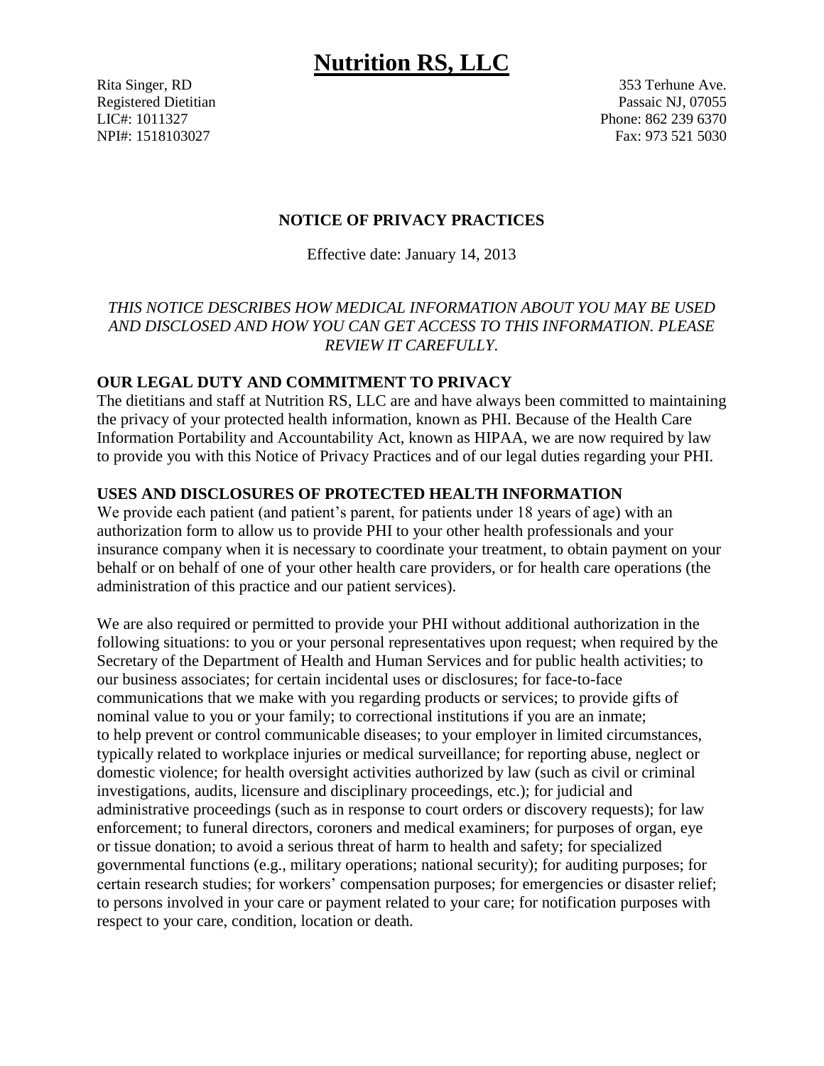# Nutrition RS, LLC

Rita Singer, RD
Registered Dietitian
LIC#: 1011327
NPI#: 1518103027

353 Terhune Ave.
Passaic NJ, 07055
Phone: 862 239 6370
Fax: 973 521 5030

## NOTICE OF PRIVACY PRACTICES

Effective date: January 14, 2013

*THIS NOTICE DESCRIBES HOW MEDICAL INFORMATION ABOUT YOU MAY BE USED AND DISCLOSED AND HOW YOU CAN GET ACCESS TO THIS INFORMATION. PLEASE REVIEW IT CAREFULLY.*

### OUR LEGAL DUTY AND COMMITMENT TO PRIVACY

The dietitians and staff at Nutrition RS, LLC are and have always been committed to maintaining the privacy of your protected health information, known as PHI. Because of the Health Care Information Portability and Accountability Act, known as HIPAA, we are now required by law to provide you with this Notice of Privacy Practices and of our legal duties regarding your PHI.

### USES AND DISCLOSURES OF PROTECTED HEALTH INFORMATION

We provide each patient (and patient's parent, for patients under 18 years of age) with an authorization form to allow us to provide PHI to your other health professionals and your insurance company when it is necessary to coordinate your treatment, to obtain payment on your behalf or on behalf of one of your other health care providers, or for health care operations (the administration of this practice and our patient services).

We are also required or permitted to provide your PHI without additional authorization in the following situations: to you or your personal representatives upon request; when required by the Secretary of the Department of Health and Human Services and for public health activities; to our business associates; for certain incidental uses or disclosures; for face-to-face communications that we make with you regarding products or services; to provide gifts of nominal value to you or your family; to correctional institutions if you are an inmate; to help prevent or control communicable diseases; to your employer in limited circumstances, typically related to workplace injuries or medical surveillance; for reporting abuse, neglect or domestic violence; for health oversight activities authorized by law (such as civil or criminal investigations, audits, licensure and disciplinary proceedings, etc.); for judicial and administrative proceedings (such as in response to court orders or discovery requests); for law enforcement; to funeral directors, coroners and medical examiners; for purposes of organ, eye or tissue donation; to avoid a serious threat of harm to health and safety; for specialized governmental functions (e.g., military operations; national security); for auditing purposes; for certain research studies; for workers' compensation purposes; for emergencies or disaster relief; to persons involved in your care or payment related to your care; for notification purposes with respect to your care, condition, location or death.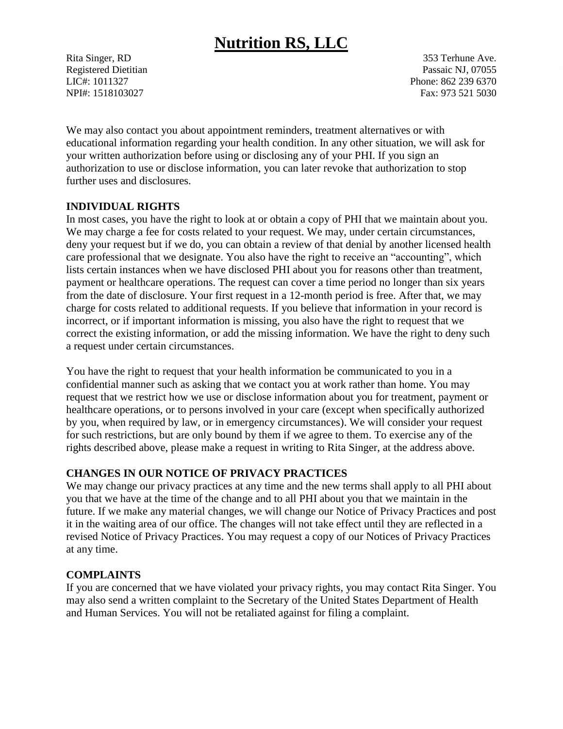# Nutrition RS, LLC

Rita Singer, RD
Registered Dietitian
LIC#: 1011327
NPI#: 1518103027

353 Terhune Ave.
Passaic NJ, 07055
Phone: 862 239 6370
Fax: 973 521 5030

We may also contact you about appointment reminders, treatment alternatives or with educational information regarding your health condition. In any other situation, we will ask for your written authorization before using or disclosing any of your PHI. If you sign an authorization to use or disclose information, you can later revoke that authorization to stop further uses and disclosures.

**INDIVIDUAL RIGHTS**

In most cases, you have the right to look at or obtain a copy of PHI that we maintain about you. We may charge a fee for costs related to your request. We may, under certain circumstances, deny your request but if we do, you can obtain a review of that denial by another licensed health care professional that we designate. You also have the right to receive an "accounting", which lists certain instances when we have disclosed PHI about you for reasons other than treatment, payment or healthcare operations. The request can cover a time period no longer than six years from the date of disclosure. Your first request in a 12-month period is free. After that, we may charge for costs related to additional requests. If you believe that information in your record is incorrect, or if important information is missing, you also have the right to request that we correct the existing information, or add the missing information. We have the right to deny such a request under certain circumstances.

You have the right to request that your health information be communicated to you in a confidential manner such as asking that we contact you at work rather than home. You may request that we restrict how we use or disclose information about you for treatment, payment or healthcare operations, or to persons involved in your care (except when specifically authorized by you, when required by law, or in emergency circumstances). We will consider your request for such restrictions, but are only bound by them if we agree to them. To exercise any of the rights described above, please make a request in writing to Rita Singer, at the address above.

**CHANGES IN OUR NOTICE OF PRIVACY PRACTICES**

We may change our privacy practices at any time and the new terms shall apply to all PHI about you that we have at the time of the change and to all PHI about you that we maintain in the future. If we make any material changes, we will change our Notice of Privacy Practices and post it in the waiting area of our office. The changes will not take effect until they are reflected in a revised Notice of Privacy Practices. You may request a copy of our Notices of Privacy Practices at any time.

**COMPLAINTS**

If you are concerned that we have violated your privacy rights, you may contact Rita Singer. You may also send a written complaint to the Secretary of the United States Department of Health and Human Services. You will not be retaliated against for filing a complaint.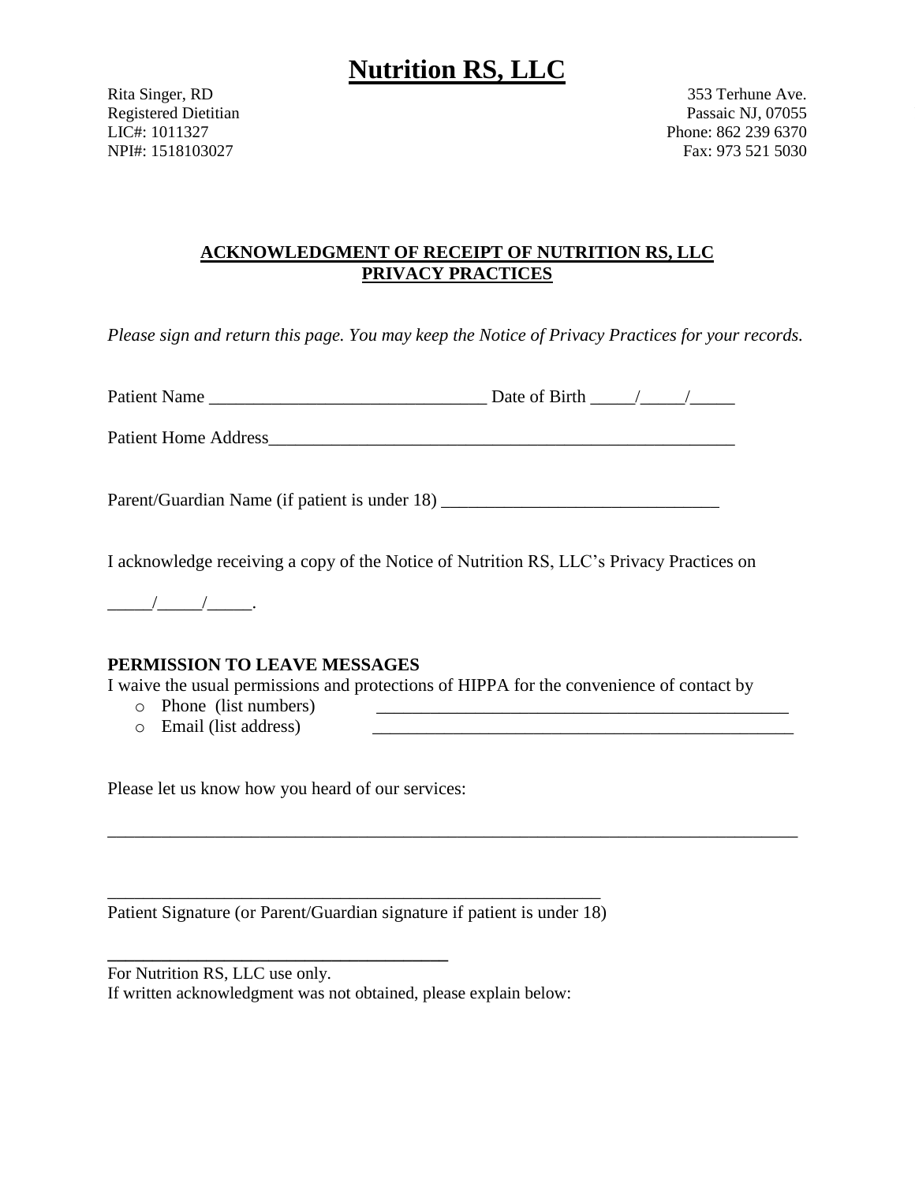# Nutrition RS, LLC

Rita Singer, RD
Registered Dietitian
LIC#: 1011327
NPI#: 1518103027

353 Terhune Ave.
Passaic NJ, 07055
Phone: 862 239 6370
Fax: 973 521 5030

## ACKNOWLEDGMENT OF RECEIPT OF NUTRITION RS, LLC PRIVACY PRACTICES

*Please sign and return this page. You may keep the Notice of Privacy Practices for your records.*

Patient Name _______________________________ Date of Birth _____/_____/_____

Patient Home Address_____________________________________________________

Parent/Guardian Name (if patient is under 18) _______________________________

I acknowledge receiving a copy of the Notice of Nutrition RS, LLC's Privacy Practices on

_____/_____/_____.

**PERMISSION TO LEAVE MESSAGES**

I waive the usual permissions and protections of HIPPA for the convenience of contact by

- Phone (list numbers) ______________________________________________
- Email (list address) ________________________________________________

Please let us know how you heard of our services:

_____________________________________________________________________________

__________________________________________________________
Patient Signature (or Parent/Guardian signature if patient is under 18)

______________________________________
For Nutrition RS, LLC use only.
If written acknowledgment was not obtained, please explain below: